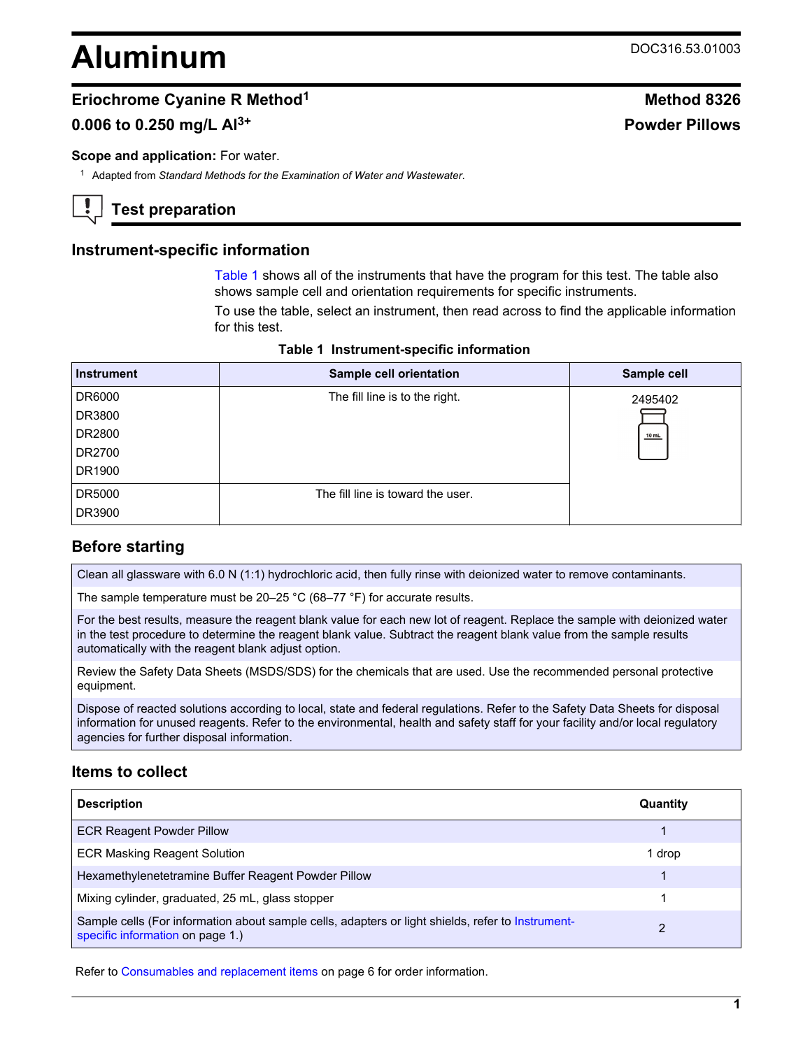# Aluminum

DOC316.53.01003

## Eriochrome Cyanine R Method[1]

## Method 8326

## 0.006 to 0.250 mg/L $Al^{3+}$

## Powder Pillows

**Scope and application:** For water.

[1] Adapted from *Standard Methods for the Examination of Water and Wastewater.*

## Test preparation

### Instrument-specific information

Table 1 shows all of the instruments that have the program for this test. The table also shows sample cell and orientation requirements for specific instruments.

To use the table, select an instrument, then read across to find the applicable information for this test.

**Table 1 Instrument-specific information**

| Instrument | Sample cell orientation | Sample cell |
|---|---|---|
| DR6000<br>DR3800<br>DR2800<br>DR2700<br>DR1900 | The fill line is to the right. | 2495402 |
| DR5000<br>DR3900 | The fill line is toward the user. | |

### Before starting

Clean all glassware with 6.0 N (1:1) hydrochloric acid, then fully rinse with deionized water to remove contaminants.

The sample temperature must be 20–25 °C (68–77 °F) for accurate results.

For the best results, measure the reagent blank value for each new lot of reagent. Replace the sample with deionized water in the test procedure to determine the reagent blank value. Subtract the reagent blank value from the sample results automatically with the reagent blank adjust option.

Review the Safety Data Sheets (MSDS/SDS) for the chemicals that are used. Use the recommended personal protective equipment.

Dispose of reacted solutions according to local, state and federal regulations. Refer to the Safety Data Sheets for disposal information for unused reagents. Refer to the environmental, health and safety staff for your facility and/or local regulatory agencies for further disposal information.

### Items to collect

| Description | Quantity |
|---|---|
| ECR Reagent Powder Pillow | 1 |
| ECR Masking Reagent Solution | 1 drop |
| Hexamethylenetetramine Buffer Reagent Powder Pillow | 1 |
| Mixing cylinder, graduated, 25 mL, glass stopper | 1 |
| Sample cells (For information about sample cells, adapters or light shields, refer to Instrument-specific information on page 1.) | 2 |

Refer to Consumables and replacement items on page 6 for order information.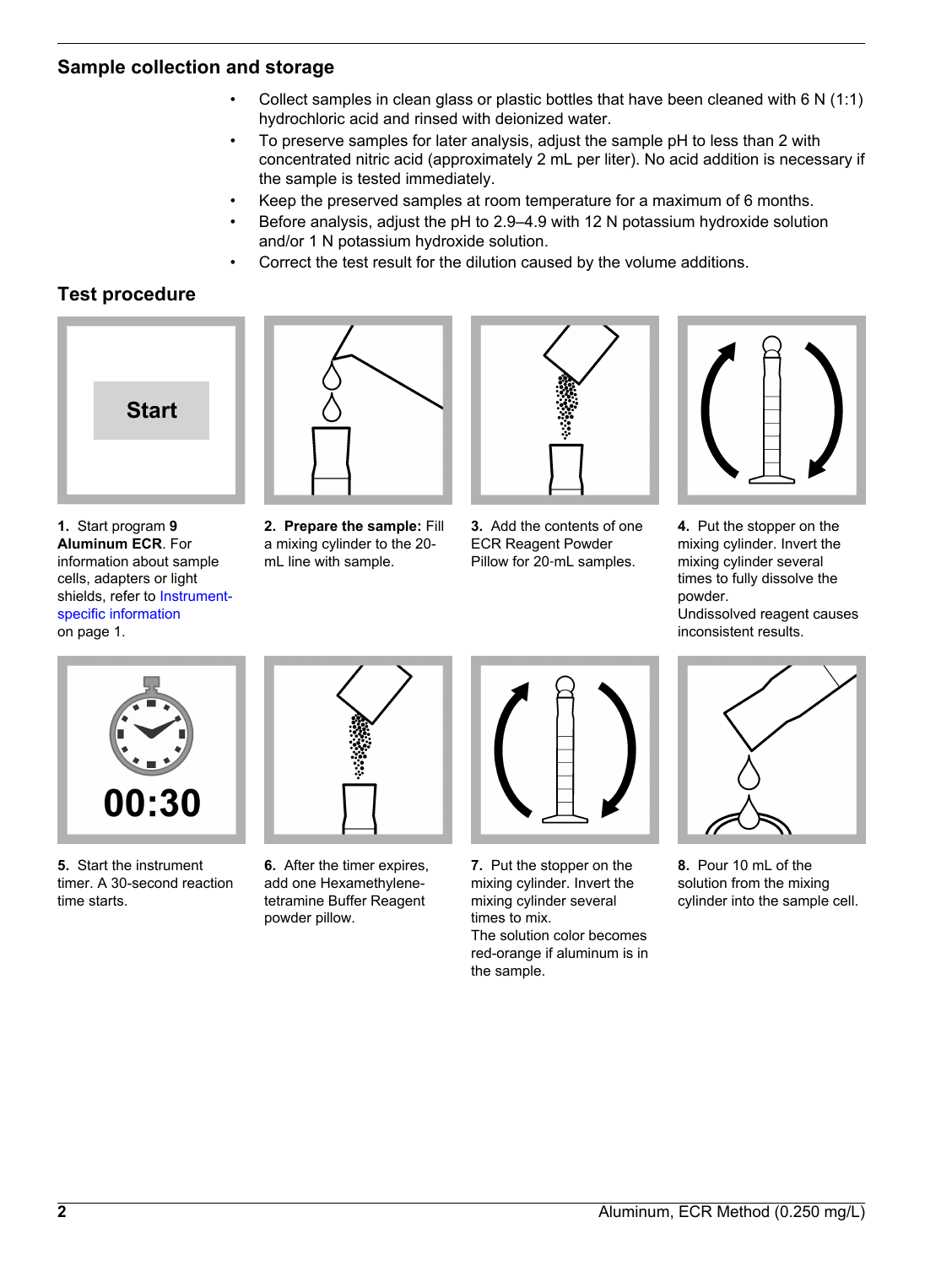## Sample collection and storage

- Collect samples in clean glass or plastic bottles that have been cleaned with 6 N (1:1) hydrochloric acid and rinsed with deionized water.
- To preserve samples for later analysis, adjust the sample pH to less than 2 with concentrated nitric acid (approximately 2 mL per liter). No acid addition is necessary if the sample is tested immediately.
- Keep the preserved samples at room temperature for a maximum of 6 months.
- Before analysis, adjust the pH to 2.9–4.9 with 12 N potassium hydroxide solution and/or 1 N potassium hydroxide solution.
- Correct the test result for the dilution caused by the volume additions.

## Test procedure

**1.** Start program **9 Aluminum ECR**. For information about sample cells, adapters or light shields, refer to Instrument-specific information on page 1.

**2. Prepare the sample:** Fill a mixing cylinder to the 20-mL line with sample.

**3.** Add the contents of one ECR Reagent Powder Pillow for 20-mL samples.

**4.** Put the stopper on the mixing cylinder. Invert the mixing cylinder several times to fully dissolve the powder.
Undissolved reagent causes inconsistent results.

**5.** Start the instrument timer. A 30-second reaction time starts.

**6.** After the timer expires, add one Hexamethylene-tetramine Buffer Reagent powder pillow.

**7.** Put the stopper on the mixing cylinder. Invert the mixing cylinder several times to mix.
The solution color becomes red-orange if aluminum is in the sample.

**8.** Pour 10 mL of the solution from the mixing cylinder into the sample cell.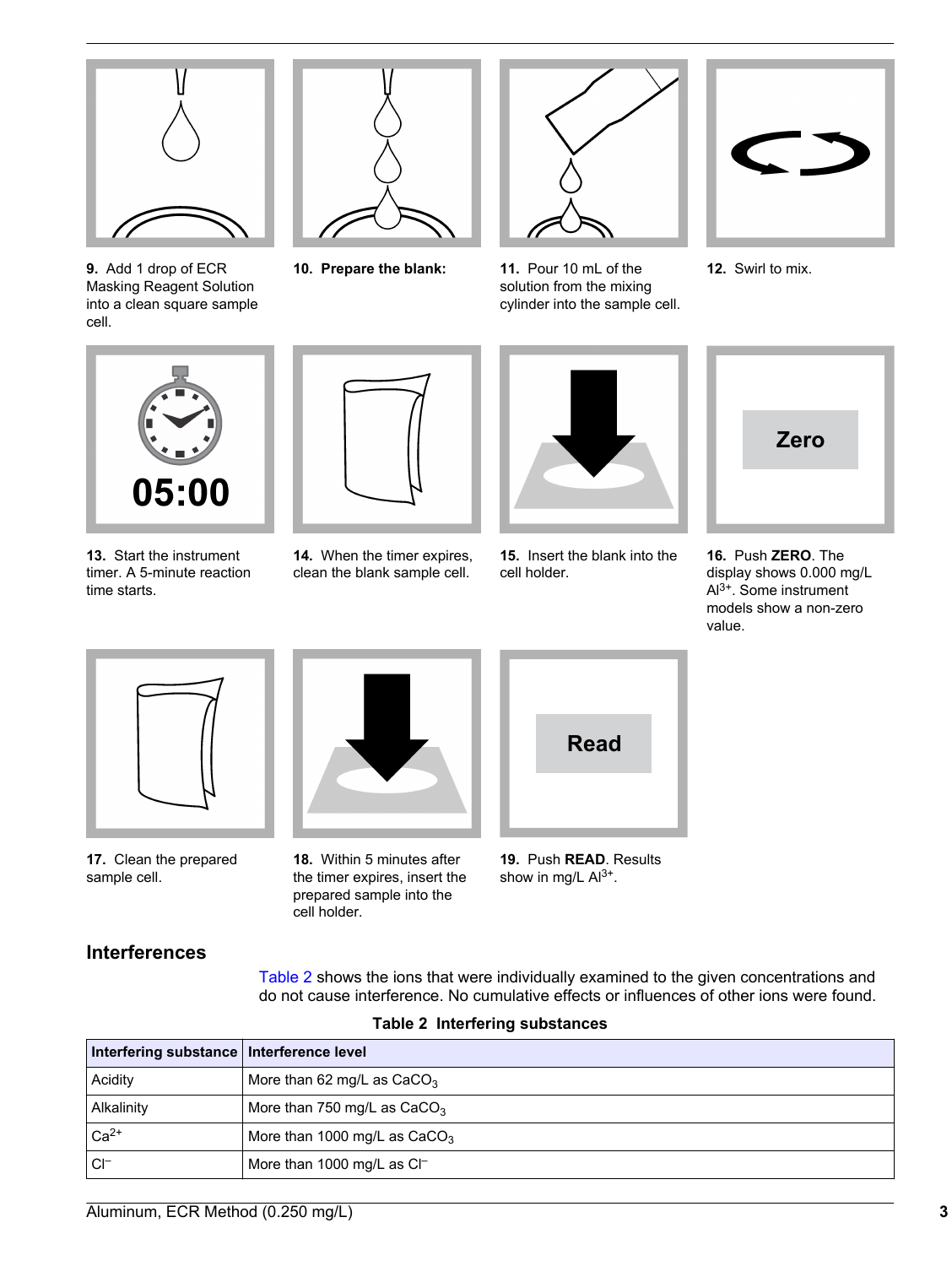9. Add 1 drop of ECR Masking Reagent Solution into a clean square sample cell.

10. **Prepare the blank:**

11. Pour 10 mL of the solution from the mixing cylinder into the sample cell.

12. Swirl to mix.

13. Start the instrument timer. A 5-minute reaction time starts.

14. When the timer expires, clean the blank sample cell.

15. Insert the blank into the cell holder.

16. Push **ZERO**. The display shows 0.000 mg/L $Al^{3+}$. Some instrument models show a non-zero value.

17. Clean the prepared sample cell.

18. Within 5 minutes after the timer expires, insert the prepared sample into the cell holder.

19. Push **READ**. Results show in mg/L $Al^{3+}$.

## Interferences

Table 2 shows the ions that were individually examined to the given concentrations and do not cause interference. No cumulative effects or influences of other ions were found.

**Table 2 Interfering substances**

| Interfering substance | Interference level |
|---|---|
| Acidity | More than 62 mg/L as $CaCO_3$ |
| Alkalinity | More than 750 mg/L as $CaCO_3$ |
| $Ca^{2+}$ | More than 1000 mg/L as $CaCO_3$ |
| $Cl^{–}$ | More than 1000 mg/L as $Cl^{–}$ |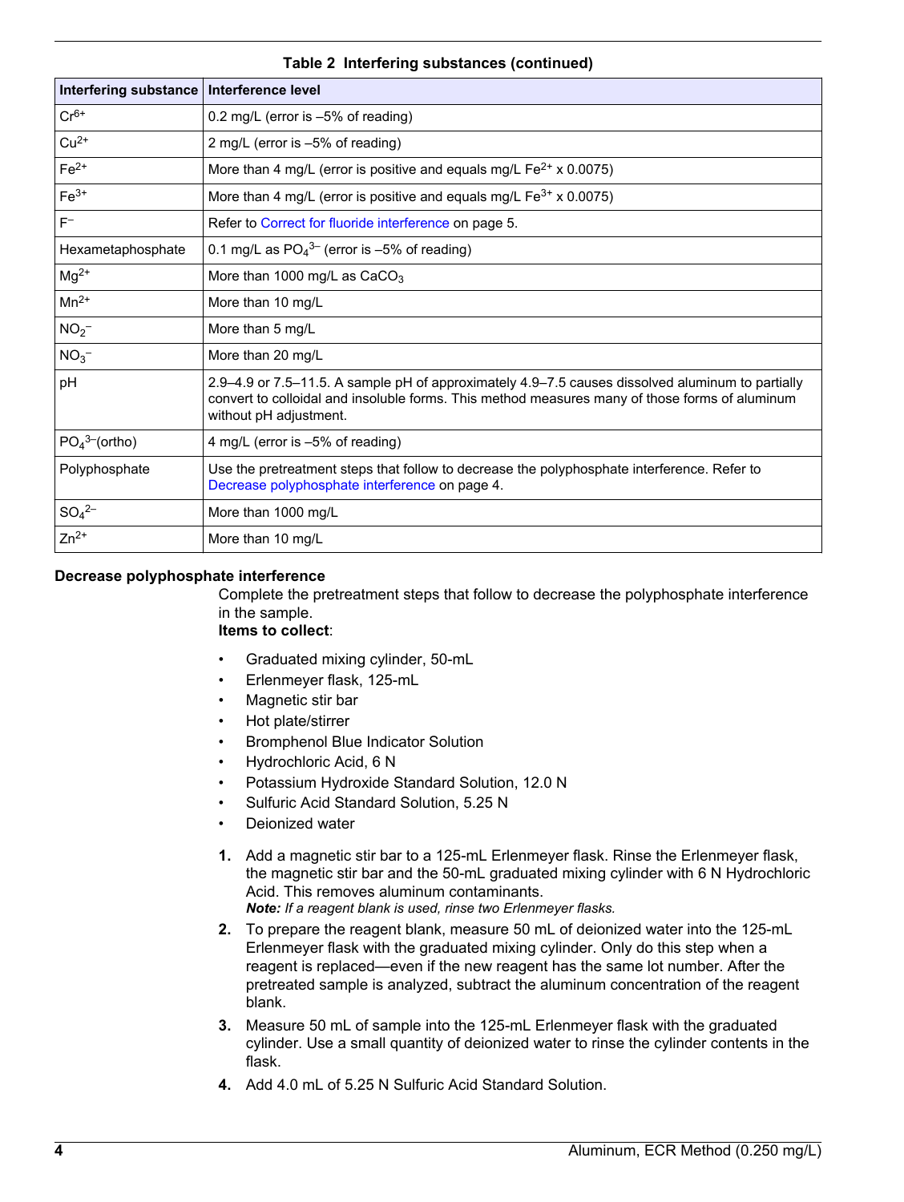**Table 2 Interfering substances (continued)**

| Interfering substance | Interference level |
| --- | --- |
| $Cr^{6+}$ | 0.2 mg/L (error is –5% of reading) |
| $Cu^{2+}$ | 2 mg/L (error is –5% of reading) |
| $Fe^{2+}$ | More than 4 mg/L (error is positive and equals mg/L $Fe^{2+}$ x 0.0075) |
| $Fe^{3+}$ | More than 4 mg/L (error is positive and equals mg/L $Fe^{3+}$ x 0.0075) |
| $F^{–}$ | Refer to Correct for fluoride interference on page 5. |
| Hexametaphosphate | 0.1 mg/L as $PO_4^{3–}$ (error is –5% of reading) |
| $Mg^{2+}$ | More than 1000 mg/L as $CaCO_3$ |
| $Mn^{2+}$ | More than 10 mg/L |
| $NO_2^{–}$ | More than 5 mg/L |
| $NO_3^{–}$ | More than 20 mg/L |
| pH | 2.9–4.9 or 7.5–11.5. A sample pH of approximately 4.9–7.5 causes dissolved aluminum to partially convert to colloidal and insoluble forms. This method measures many of those forms of aluminum without pH adjustment. |
| $PO_4^{3–}$(ortho) | 4 mg/L (error is –5% of reading) |
| Polyphosphate | Use the pretreatment steps that follow to decrease the polyphosphate interference. Refer to Decrease polyphosphate interference on page 4. |
| $SO_4^{2–}$ | More than 1000 mg/L |
| $Zn^{2+}$ | More than 10 mg/L |

### Decrease polyphosphate interference

Complete the pretreatment steps that follow to decrease the polyphosphate interference in the sample.

**Items to collect**:

- Graduated mixing cylinder, 50-mL
- Erlenmeyer flask, 125-mL
- Magnetic stir bar
- Hot plate/stirrer
- Bromphenol Blue Indicator Solution
- Hydrochloric Acid, 6 N
- Potassium Hydroxide Standard Solution, 12.0 N
- Sulfuric Acid Standard Solution, 5.25 N
- Deionized water

1. Add a magnetic stir bar to a 125-mL Erlenmeyer flask. Rinse the Erlenmeyer flask, the magnetic stir bar and the 50-mL graduated mixing cylinder with 6 N Hydrochloric Acid. This removes aluminum contaminants.
   ***Note:** If a reagent blank is used, rinse two Erlenmeyer flasks.*
2. To prepare the reagent blank, measure 50 mL of deionized water into the 125-mL Erlenmeyer flask with the graduated mixing cylinder. Only do this step when a reagent is replaced—even if the new reagent has the same lot number. After the pretreated sample is analyzed, subtract the aluminum concentration of the reagent blank.
3. Measure 50 mL of sample into the 125-mL Erlenmeyer flask with the graduated cylinder. Use a small quantity of deionized water to rinse the cylinder contents in the flask.
4. Add 4.0 mL of 5.25 N Sulfuric Acid Standard Solution.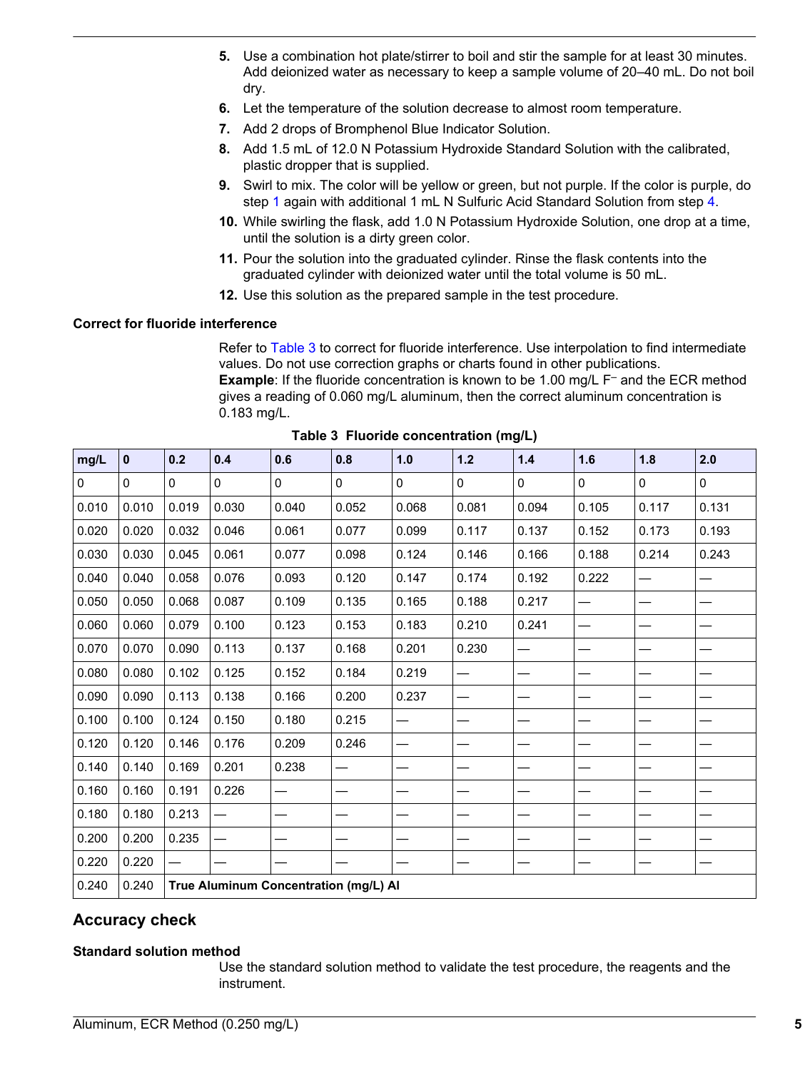5. Use a combination hot plate/stirrer to boil and stir the sample for at least 30 minutes. Add deionized water as necessary to keep a sample volume of 20–40 mL. Do not boil dry.
6. Let the temperature of the solution decrease to almost room temperature.
7. Add 2 drops of Bromphenol Blue Indicator Solution.
8. Add 1.5 mL of 12.0 N Potassium Hydroxide Standard Solution with the calibrated, plastic dropper that is supplied.
9. Swirl to mix. The color will be yellow or green, but not purple. If the color is purple, do step 1 again with additional 1 mL N Sulfuric Acid Standard Solution from step 4.
10. While swirling the flask, add 1.0 N Potassium Hydroxide Solution, one drop at a time, until the solution is a dirty green color.
11. Pour the solution into the graduated cylinder. Rinse the flask contents into the graduated cylinder with deionized water until the total volume is 50 mL.
12. Use this solution as the prepared sample in the test procedure.

### Correct for fluoride interference

Refer to Table 3 to correct for fluoride interference. Use interpolation to find intermediate values. Do not use correction graphs or charts found in other publications.
**Example**: If the fluoride concentration is known to be 1.00 mg/L $F^-$ and the ECR method gives a reading of 0.060 mg/L aluminum, then the correct aluminum concentration is 0.183 mg/L.

**Table 3 Fluoride concentration (mg/L)**

| mg/L | 0 | 0.2 | 0.4 | 0.6 | 0.8 | 1.0 | 1.2 | 1.4 | 1.6 | 1.8 | 2.0 |
|---|---|---|---|---|---|---|---|---|---|---|---|
| 0 | 0 | 0 | 0 | 0 | 0 | 0 | 0 | 0 | 0 | 0 | 0 |
| 0.010 | 0.010 | 0.019 | 0.030 | 0.040 | 0.052 | 0.068 | 0.081 | 0.094 | 0.105 | 0.117 | 0.131 |
| 0.020 | 0.020 | 0.032 | 0.046 | 0.061 | 0.077 | 0.099 | 0.117 | 0.137 | 0.152 | 0.173 | 0.193 |
| 0.030 | 0.030 | 0.045 | 0.061 | 0.077 | 0.098 | 0.124 | 0.146 | 0.166 | 0.188 | 0.214 | 0.243 |
| 0.040 | 0.040 | 0.058 | 0.076 | 0.093 | 0.120 | 0.147 | 0.174 | 0.192 | 0.222 | — | — |
| 0.050 | 0.050 | 0.068 | 0.087 | 0.109 | 0.135 | 0.165 | 0.188 | 0.217 | — | — | — |
| 0.060 | 0.060 | 0.079 | 0.100 | 0.123 | 0.153 | 0.183 | 0.210 | 0.241 | — | — | — |
| 0.070 | 0.070 | 0.090 | 0.113 | 0.137 | 0.168 | 0.201 | 0.230 | — | — | — | — |
| 0.080 | 0.080 | 0.102 | 0.125 | 0.152 | 0.184 | 0.219 | — | — | — | — | — |
| 0.090 | 0.090 | 0.113 | 0.138 | 0.166 | 0.200 | 0.237 | — | — | — | — | — |
| 0.100 | 0.100 | 0.124 | 0.150 | 0.180 | 0.215 | — | — | — | — | — | — |
| 0.120 | 0.120 | 0.146 | 0.176 | 0.209 | 0.246 | — | — | — | — | — | — |
| 0.140 | 0.140 | 0.169 | 0.201 | 0.238 | — | — | — | — | — | — | — |
| 0.160 | 0.160 | 0.191 | 0.226 | — | — | — | — | — | — | — | — |
| 0.180 | 0.180 | 0.213 | — | — | — | — | — | — | — | — | — |
| 0.200 | 0.200 | 0.235 | — | — | — | — | — | — | — | — | — |
| 0.220 | 0.220 | — | — | — | — | — | — | — | — | — | — |
| 0.240 | 0.240 | **True Aluminum Concentration (mg/L) Al** | | | | | | | | | |

## Accuracy check

### Standard solution method

Use the standard solution method to validate the test procedure, the reagents and the instrument.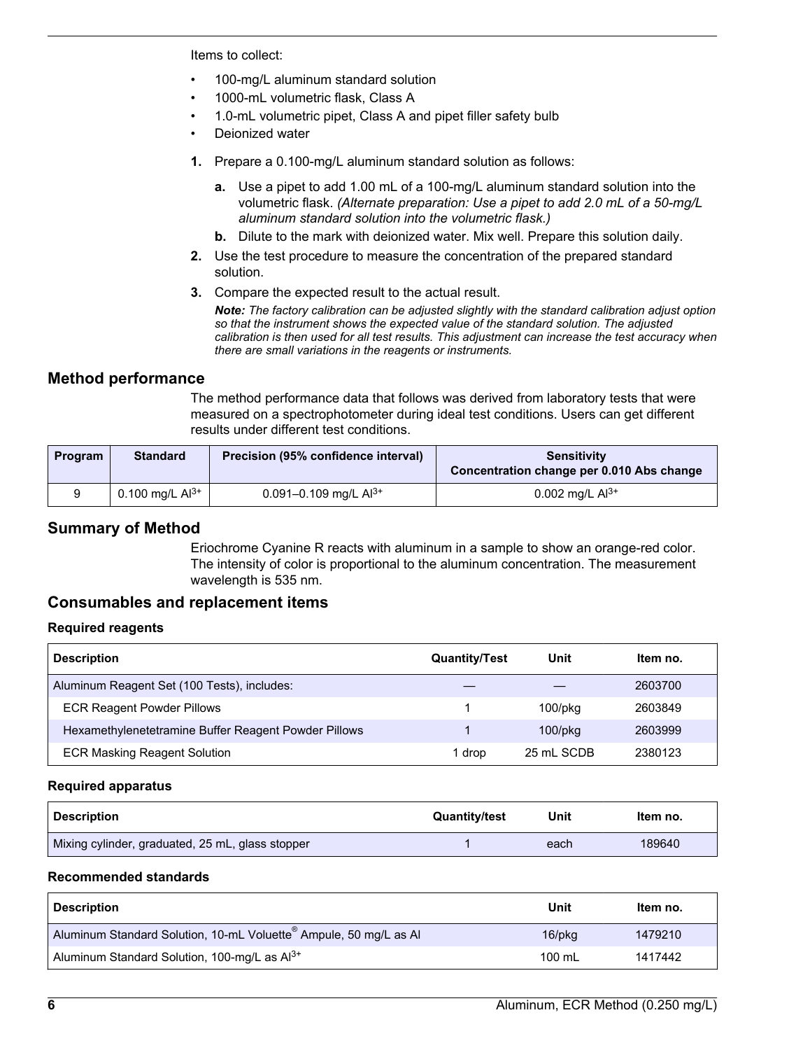Items to collect:

- 100-mg/L aluminum standard solution
- 1000-mL volumetric flask, Class A
- 1.0-mL volumetric pipet, Class A and pipet filler safety bulb
- Deionized water

1. Prepare a 0.100-mg/L aluminum standard solution as follows:
   a. Use a pipet to add 1.00 mL of a 100-mg/L aluminum standard solution into the volumetric flask. *(Alternate preparation: Use a pipet to add 2.0 mL of a 50-mg/L aluminum standard solution into the volumetric flask.)*
   b. Dilute to the mark with deionized water. Mix well. Prepare this solution daily.
2. Use the test procedure to measure the concentration of the prepared standard solution.
3. Compare the expected result to the actual result.

   ***Note:*** *The factory calibration can be adjusted slightly with the standard calibration adjust option so that the instrument shows the expected value of the standard solution. The adjusted calibration is then used for all test results. This adjustment can increase the test accuracy when there are small variations in the reagents or instruments.*

## Method performance

The method performance data that follows was derived from laboratory tests that were measured on a spectrophotometer during ideal test conditions. Users can get different results under different test conditions.

| Program | Standard | Precision (95% confidence interval) | Sensitivity Concentration change per 0.010 Abs change |
|---|---|---|---|
| 9 | 0.100 mg/L $Al^{3+}$ | 0.091–0.109 mg/L $Al^{3+}$ | 0.002 mg/L $Al^{3+}$ |

## Summary of Method

Eriochrome Cyanine R reacts with aluminum in a sample to show an orange-red color. The intensity of color is proportional to the aluminum concentration. The measurement wavelength is 535 nm.

## Consumables and replacement items

### Required reagents

| Description | Quantity/Test | Unit | Item no. |
|---|---|---|---|
| Aluminum Reagent Set (100 Tests), includes: | — | — | 2603700 |
| ECR Reagent Powder Pillows | 1 | 100/pkg | 2603849 |
| Hexamethylenetetramine Buffer Reagent Powder Pillows | 1 | 100/pkg | 2603999 |
| ECR Masking Reagent Solution | 1 drop | 25 mL SCDB | 2380123 |

### Required apparatus

| Description | Quantity/test | Unit | Item no. |
|---|---|---|---|
| Mixing cylinder, graduated, 25 mL, glass stopper | 1 | each | 189640 |

### Recommended standards

| Description | Unit | Item no. |
|---|---|---|
| Aluminum Standard Solution, 10-mL Voluette® Ampule, 50 mg/L as Al | 16/pkg | 1479210 |
| Aluminum Standard Solution, 100-mg/L as $Al^{3+}$ | 100 mL | 1417442 |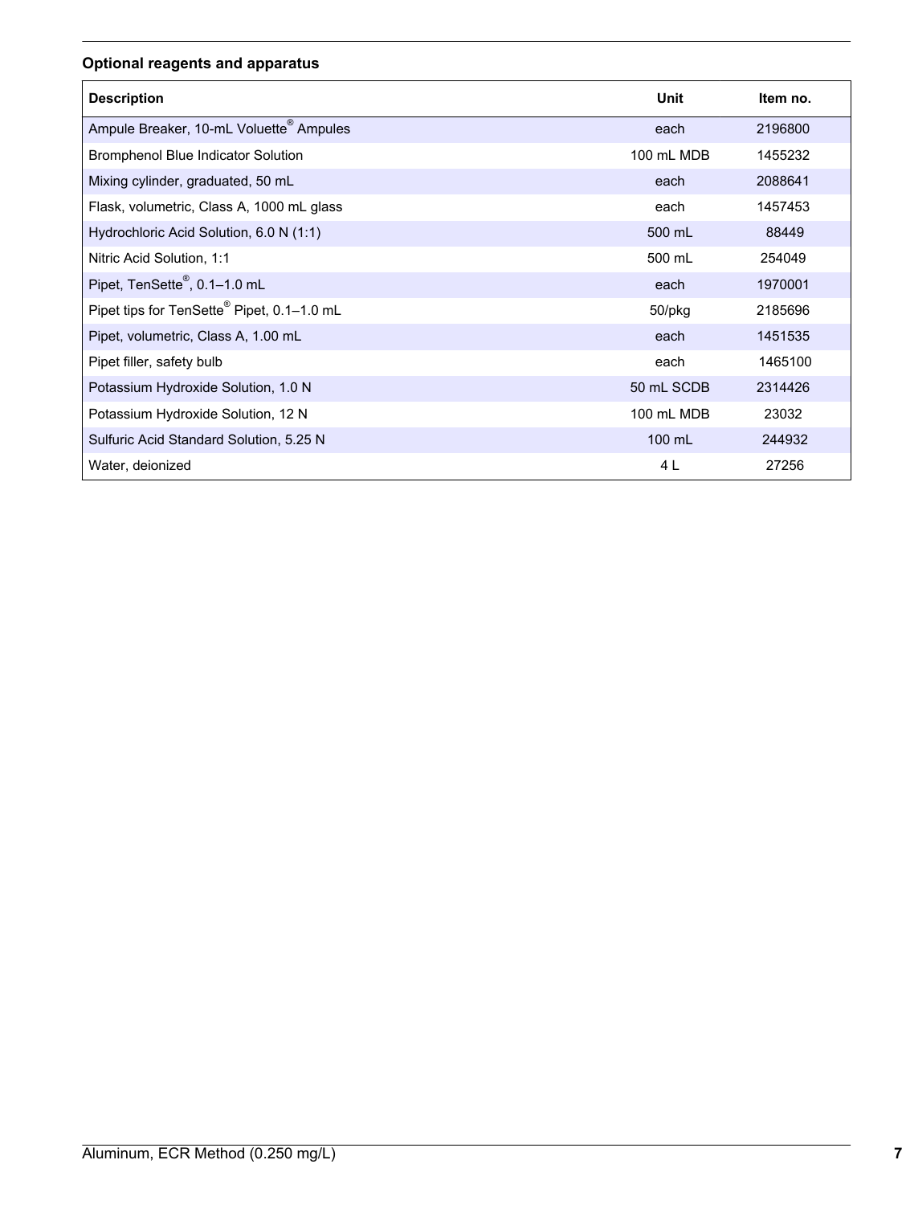### Optional reagents and apparatus

| Description | Unit | Item no. |
|---|---|---|
| Ampule Breaker, 10-mL Voluette® Ampules | each | 2196800 |
| Bromphenol Blue Indicator Solution | 100 mL MDB | 1455232 |
| Mixing cylinder, graduated, 50 mL | each | 2088641 |
| Flask, volumetric, Class A, 1000 mL glass | each | 1457453 |
| Hydrochloric Acid Solution, 6.0 N (1:1) | 500 mL | 88449 |
| Nitric Acid Solution, 1:1 | 500 mL | 254049 |
| Pipet, TenSette®, 0.1–1.0 mL | each | 1970001 |
| Pipet tips for TenSette® Pipet, 0.1–1.0 mL | 50/pkg | 2185696 |
| Pipet, volumetric, Class A, 1.00 mL | each | 1451535 |
| Pipet filler, safety bulb | each | 1465100 |
| Potassium Hydroxide Solution, 1.0 N | 50 mL SCDB | 2314426 |
| Potassium Hydroxide Solution, 12 N | 100 mL MDB | 23032 |
| Sulfuric Acid Standard Solution, 5.25 N | 100 mL | 244932 |
| Water, deionized | 4 L | 27256 |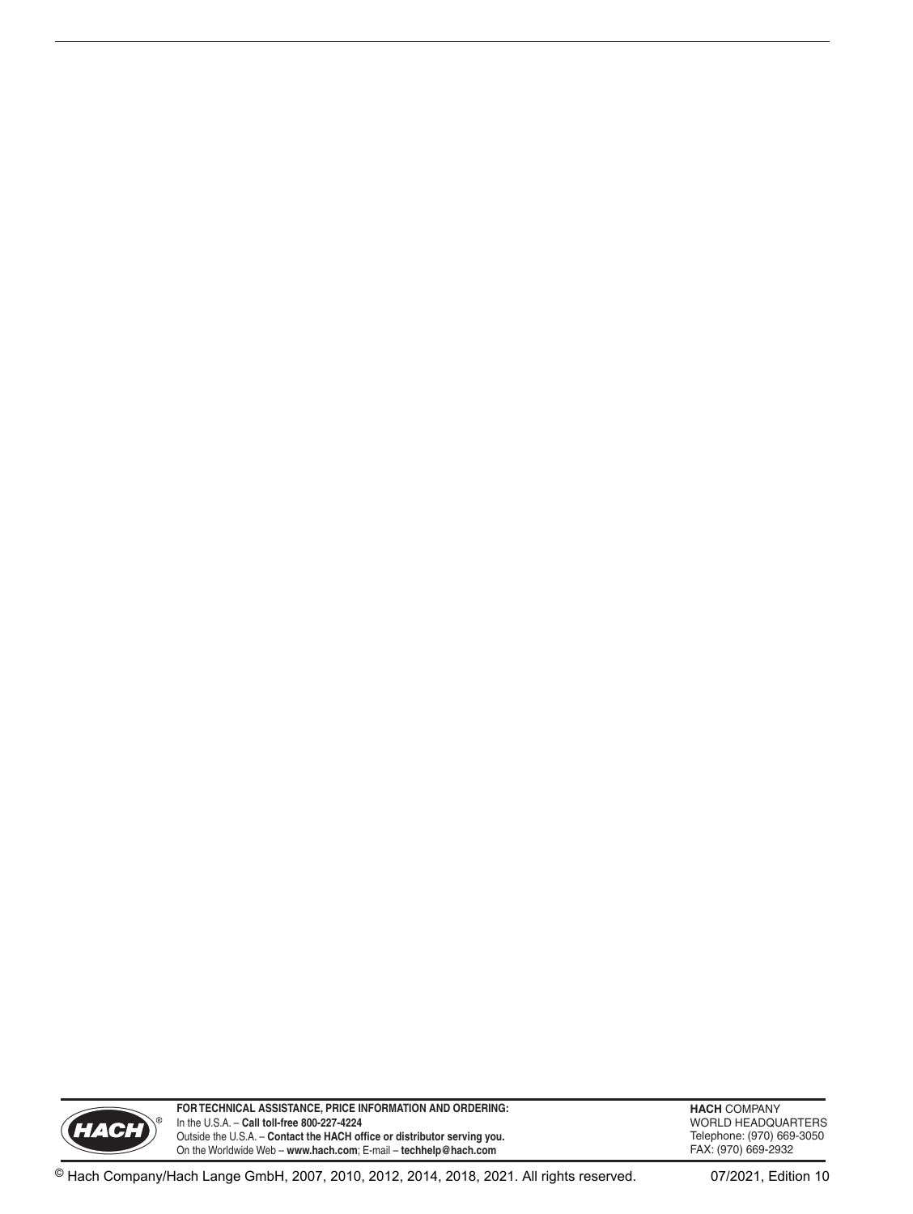**FOR TECHNICAL ASSISTANCE, PRICE INFORMATION AND ORDERING:**
In the U.S.A. – **Call toll-free 800-227-4224**
Outside the U.S.A. – **Contact the HACH office or distributor serving you.**
On the Worldwide Web – **www.hach.com**; E-mail – **techhelp@hach.com**

**HACH** COMPANY
WORLD HEADQUARTERS
Telephone: (970) 669-3050
FAX: (970) 669-2932

© Hach Company/Hach Lange GmbH, 2007, 2010, 2012, 2014, 2018, 2021. All rights reserved.

07/2021, Edition 10